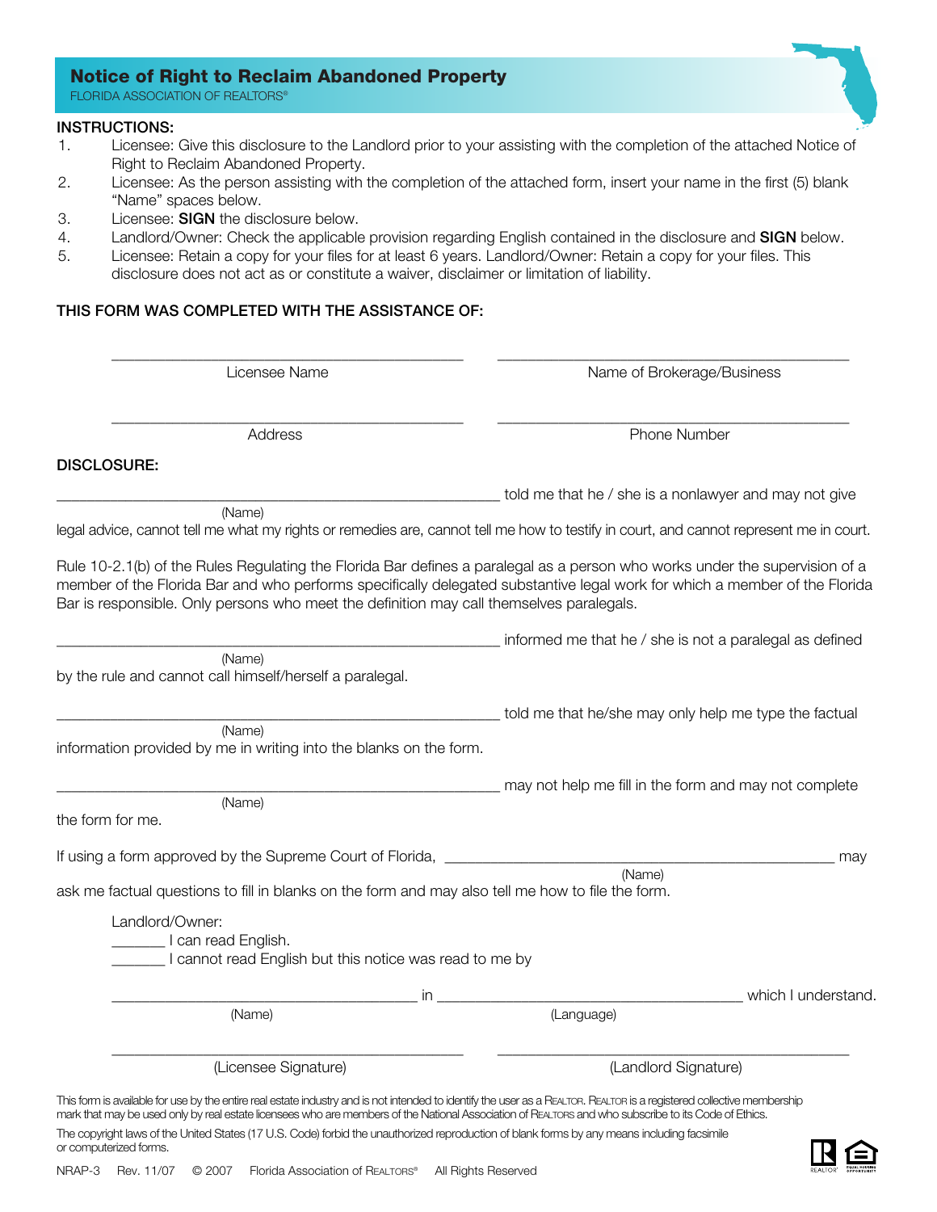# Notice of Right to Reclaim Abandoned Property

FLORIDA ASSOCIATION OF REALTORS®

**INSTRUCTIONS:**

1. Licensee: Give this disclosure to the Landlord prior to your assisting with the completion of the attached Notice of Right to Reclaim Abandoned Property.
2. Licensee: As the person assisting with the completion of the attached form, insert your name in the first (5) blank "Name" spaces below.
3. Licensee: **SIGN** the disclosure below.
4. Landlord/Owner: Check the applicable provision regarding English contained in the disclosure and **SIGN** below.
5. Licensee: Retain a copy for your files for at least 6 years. Landlord/Owner: Retain a copy for your files. This disclosure does not act as or constitute a waiver, disclaimer or limitation of liability.

**THIS FORM WAS COMPLETED WITH THE ASSISTANCE OF:**

| | |
|---|---|
| ______________________________ | ______________________________ |
| Licensee Name | Name of Brokerage/Business |
| ______________________________ | ______________________________ |
| Address | Phone Number |

**DISCLOSURE:**

______________________________ (Name) told me that he / she is a nonlawyer and may not give legal advice, cannot tell me what my rights or remedies are, cannot tell me how to testify in court, and cannot represent me in court.

Rule 10-2.1(b) of the Rules Regulating the Florida Bar defines a paralegal as a person who works under the supervision of a member of the Florida Bar and who performs specifically delegated substantive legal work for which a member of the Florida Bar is responsible. Only persons who meet the definition may call themselves paralegals.

______________________________ (Name) informed me that he / she is not a paralegal as defined by the rule and cannot call himself/herself a paralegal.

______________________________ (Name) told me that he/she may only help me type the factual information provided by me in writing into the blanks on the form.

______________________________ (Name) may not help me fill in the form and may not complete the form for me.

If using a form approved by the Supreme Court of Florida, ______________________________ (Name) may ask me factual questions to fill in blanks on the form and may also tell me how to file the form.

Landlord/Owner:

_______ I can read English.

_______ I cannot read English but this notice was read to me by

______________________________ (Name) in ______________________________ (Language) which I understand.

| | |
|---|---|
| ______________________________ | ______________________________ |
| (Licensee Signature) | (Landlord Signature) |

This form is available for use by the entire real estate industry and is not intended to identify the user as a REALTOR. REALTOR is a registered collective membership mark that may be used only by real estate licensees who are members of the National Association of REALTORS and who subscribe to its Code of Ethics.

The copyright laws of the United States (17 U.S. Code) forbid the unauthorized reproduction of blank forms by any means including facsimile or computerized forms.

NRAP-3 Rev. 11/07 © 2007 Florida Association of REALTORS® All Rights Reserved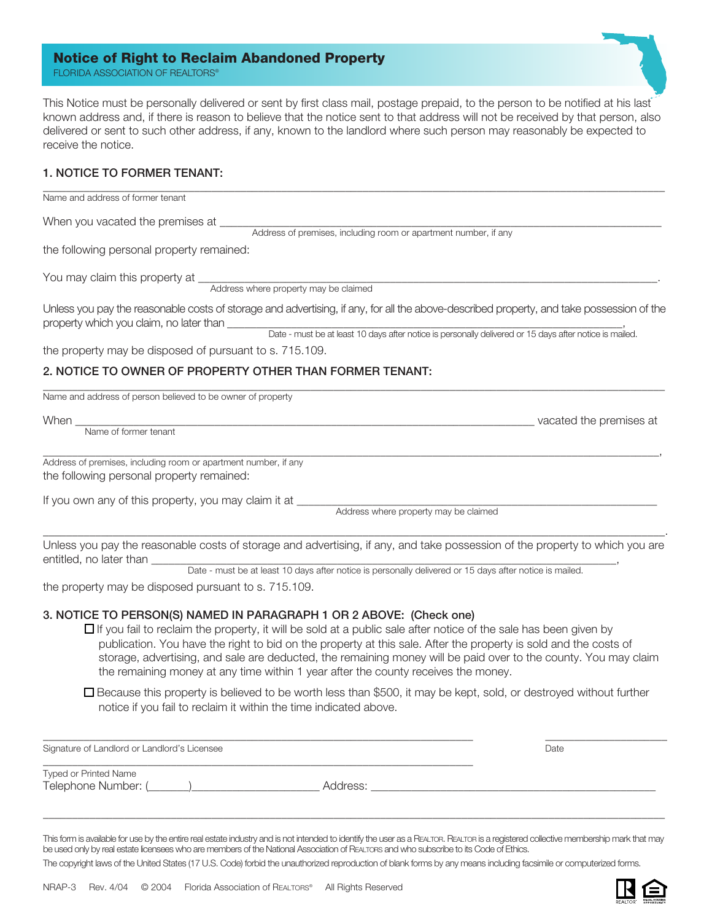# Notice of Right to Reclaim Abandoned Property

FLORIDA ASSOCIATION OF REALTORS®

This Notice must be personally delivered or sent by first class mail, postage prepaid, to the person to be notified at his last known address and, if there is reason to believe that the notice sent to that address will not be received by that person, also delivered or sent to such other address, if any, known to the landlord where such person may reasonably be expected to receive the notice.

## 1. NOTICE TO FORMER TENANT:

______________________________________________________________________________

Name and address of former tenant

When you vacated the premises at ______________________________________________________________
Address of premises, including room or apartment number, if any

the following personal property remained:

You may claim this property at ______________________________________________________________.
Address where property may be claimed

Unless you pay the reasonable costs of storage and advertising, if any, for all the above-described property, and take possession of the property which you claim, no later than ______________________________________________________________,
Date - must be at least 10 days after notice is personally delivered or 15 days after notice is mailed.

the property may be disposed of pursuant to s. 715.109.

## 2. NOTICE TO OWNER OF PROPERTY OTHER THAN FORMER TENANT:

______________________________________________________________________________

Name and address of person believed to be owner of property

When ______________________________________________________________ vacated the premises at
Name of former tenant

______________________________________________________________________________,
Address of premises, including room or apartment number, if any

the following personal property remained:

If you own any of this property, you may claim it at ______________________________________________________________
Address where property may be claimed

______________________________________________________________________________.

Unless you pay the reasonable costs of storage and advertising, if any, and take possession of the property to which you are entitled, no later than ______________________________________________________________,
Date - must be at least 10 days after notice is personally delivered or 15 days after notice is mailed.

the property may be disposed pursuant to s. 715.109.

## 3. NOTICE TO PERSON(S) NAMED IN PARAGRAPH 1 OR 2 ABOVE: (Check one)

☐ If you fail to reclaim the property, it will be sold at a public sale after notice of the sale has been given by publication. You have the right to bid on the property at this sale. After the property is sold and the costs of storage, advertising, and sale are deducted, the remaining money will be paid over to the county. You may claim the remaining money at any time within 1 year after the county receives the money.

☐ Because this property is believed to be worth less than $500, it may be kept, sold, or destroyed without further notice if you fail to reclaim it within the time indicated above.

______________________________________________________________ ____________________
Signature of Landlord or Landlord's Licensee Date

______________________________________________________________
Typed or Printed Name

Telephone Number: (_______)______________________ Address: ______________________________________________

______________________________________________________________________________

This form is available for use by the entire real estate industry and is not intended to identify the user as a REALTOR. REALTOR is a registered collective membership mark that may be used only by real estate licensees who are members of the National Association of REALTORS and who subscribe to its Code of Ethics.

The copyright laws of the United States (17 U.S. Code) forbid the unauthorized reproduction of blank forms by any means including facsimile or computerized forms.

NRAP-3 Rev. 4/04 © 2004 Florida Association of REALTORS® All Rights Reserved